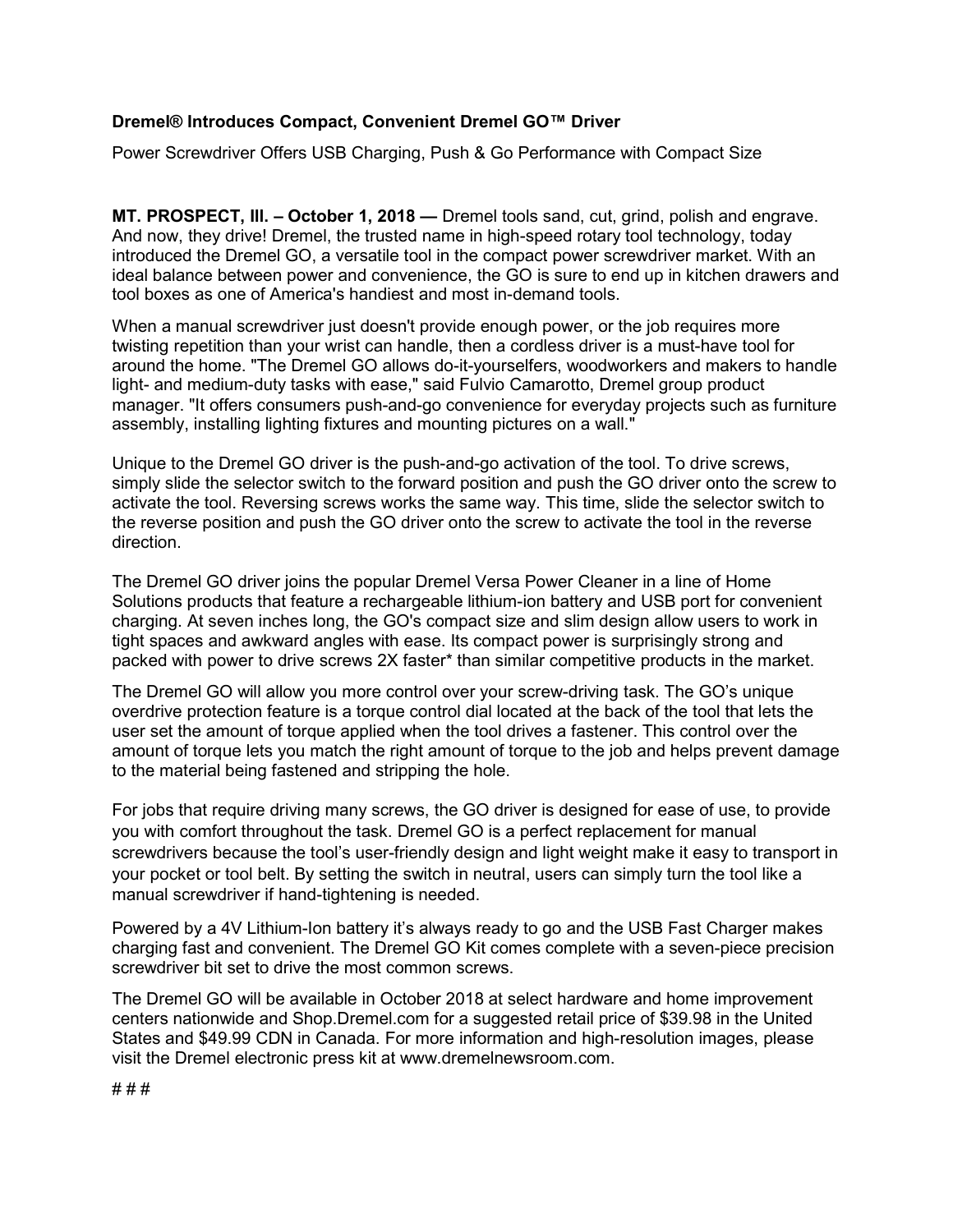**Dremel® Introduces Compact, Convenient Dremel GO™ Driver**

Power Screwdriver Offers USB Charging, Push & Go Performance with Compact Size

**MT. PROSPECT, Ill. – October 1, 2018 —** Dremel tools sand, cut, grind, polish and engrave. And now, they drive! Dremel, the trusted name in high-speed rotary tool technology, today introduced the Dremel GO, a versatile tool in the compact power screwdriver market. With an ideal balance between power and convenience, the GO is sure to end up in kitchen drawers and tool boxes as one of America's handiest and most in-demand tools.

When a manual screwdriver just doesn't provide enough power, or the job requires more twisting repetition than your wrist can handle, then a cordless driver is a must-have tool for around the home. "The Dremel GO allows do-it-yourselfers, woodworkers and makers to handle light- and medium-duty tasks with ease," said Fulvio Camarotto, Dremel group product manager. "It offers consumers push-and-go convenience for everyday projects such as furniture assembly, installing lighting fixtures and mounting pictures on a wall."

Unique to the Dremel GO driver is the push-and-go activation of the tool. To drive screws, simply slide the selector switch to the forward position and push the GO driver onto the screw to activate the tool. Reversing screws works the same way. This time, slide the selector switch to the reverse position and push the GO driver onto the screw to activate the tool in the reverse direction.

The Dremel GO driver joins the popular Dremel Versa Power Cleaner in a line of Home Solutions products that feature a rechargeable lithium-ion battery and USB port for convenient charging. At seven inches long, the GO's compact size and slim design allow users to work in tight spaces and awkward angles with ease. Its compact power is surprisingly strong and packed with power to drive screws 2X faster* than similar competitive products in the market.

The Dremel GO will allow you more control over your screw-driving task. The GO's unique overdrive protection feature is a torque control dial located at the back of the tool that lets the user set the amount of torque applied when the tool drives a fastener. This control over the amount of torque lets you match the right amount of torque to the job and helps prevent damage to the material being fastened and stripping the hole.

For jobs that require driving many screws, the GO driver is designed for ease of use, to provide you with comfort throughout the task. Dremel GO is a perfect replacement for manual screwdrivers because the tool's user-friendly design and light weight make it easy to transport in your pocket or tool belt. By setting the switch in neutral, users can simply turn the tool like a manual screwdriver if hand-tightening is needed.

Powered by a 4V Lithium-Ion battery it's always ready to go and the USB Fast Charger makes charging fast and convenient. The Dremel GO Kit comes complete with a seven-piece precision screwdriver bit set to drive the most common screws.

The Dremel GO will be available in October 2018 at select hardware and home improvement centers nationwide and Shop.Dremel.com for a suggested retail price of $39.98 in the United States and $49.99 CDN in Canada. For more information and high-resolution images, please visit the Dremel electronic press kit at www.dremelnewsroom.com.

# # #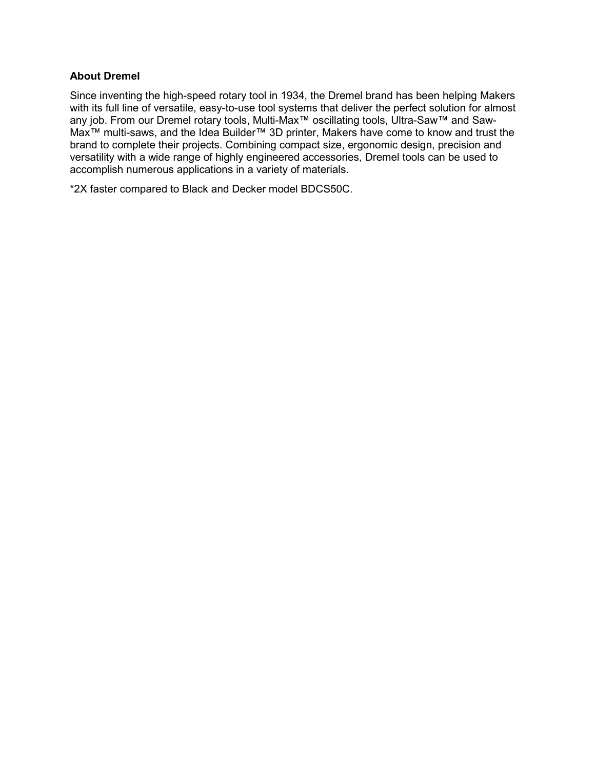**About Dremel**

Since inventing the high-speed rotary tool in 1934, the Dremel brand has been helping Makers with its full line of versatile, easy-to-use tool systems that deliver the perfect solution for almost any job. From our Dremel rotary tools, Multi-Max™ oscillating tools, Ultra-Saw™ and Saw-Max™ multi-saws, and the Idea Builder™ 3D printer, Makers have come to know and trust the brand to complete their projects. Combining compact size, ergonomic design, precision and versatility with a wide range of highly engineered accessories, Dremel tools can be used to accomplish numerous applications in a variety of materials.

*2X faster compared to Black and Decker model BDCS50C.